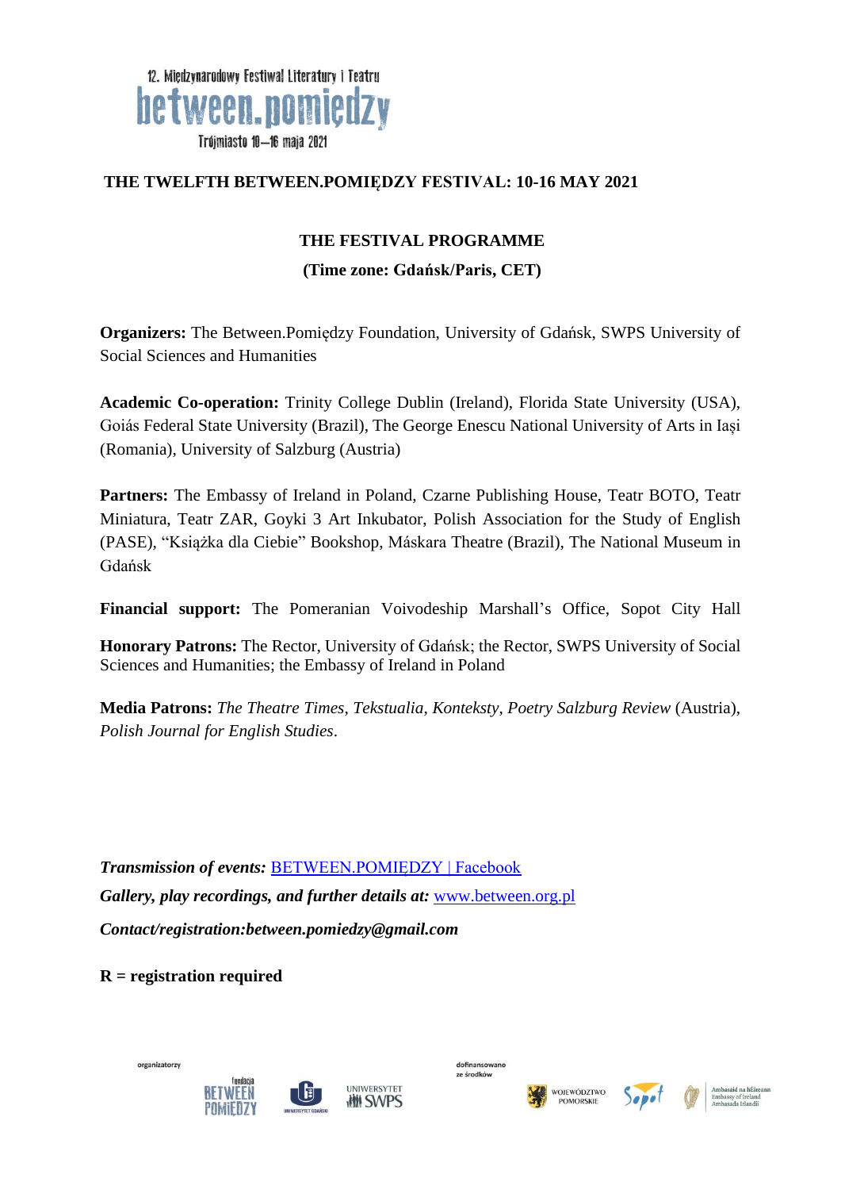12. Międzynarodowy Festiwal Literatury i Teatru

between.pomiędzy

Trójmiasto 10–16 maja 2021

## THE TWELFTH BETWEEN.POMIĘDZY FESTIVAL: 10-16 MAY 2021

### THE FESTIVAL PROGRAMME

**(Time zone: Gdańsk/Paris, CET)**

**Organizers:** The Between.Pomiędzy Foundation, University of Gdańsk, SWPS University of Social Sciences and Humanities

**Academic Co-operation:** Trinity College Dublin (Ireland), Florida State University (USA), Goiás Federal State University (Brazil), The George Enescu National University of Arts in Iași (Romania), University of Salzburg (Austria)

**Partners:** The Embassy of Ireland in Poland, Czarne Publishing House, Teatr BOTO, Teatr Miniatura, Teatr ZAR, Goyki 3 Art Inkubator, Polish Association for the Study of English (PASE), "Książka dla Ciebie" Bookshop, Máskara Theatre (Brazil), The National Museum in Gdańsk

**Financial support:** The Pomeranian Voivodeship Marshall's Office, Sopot City Hall

**Honorary Patrons:** The Rector, University of Gdańsk; the Rector, SWPS University of Social Sciences and Humanities; the Embassy of Ireland in Poland

**Media Patrons:** *The Theatre Times*, *Tekstualia*, *Konteksty*, *Poetry Salzburg Review* (Austria), *Polish Journal for English Studies*.

***Transmission of events:*** [BETWEEN.POMIĘDZY | Facebook]

***Gallery, play recordings, and further details at:*** [www.between.org.pl]

***Contact/registration:between.pomiedzy@gmail.com***

**R = registration required**

organizatorzy

fundacja BETWEEN POMIĘDZY · UNIWERSYTET GDAŃSKI · UNIWERSYTET SWPS

dofinansowano ze środków

WOJEWÓDZTWO POMORSKIE · Sopot · Ambasáid na hÉireann Embassy of Ireland Ambasada Irlandii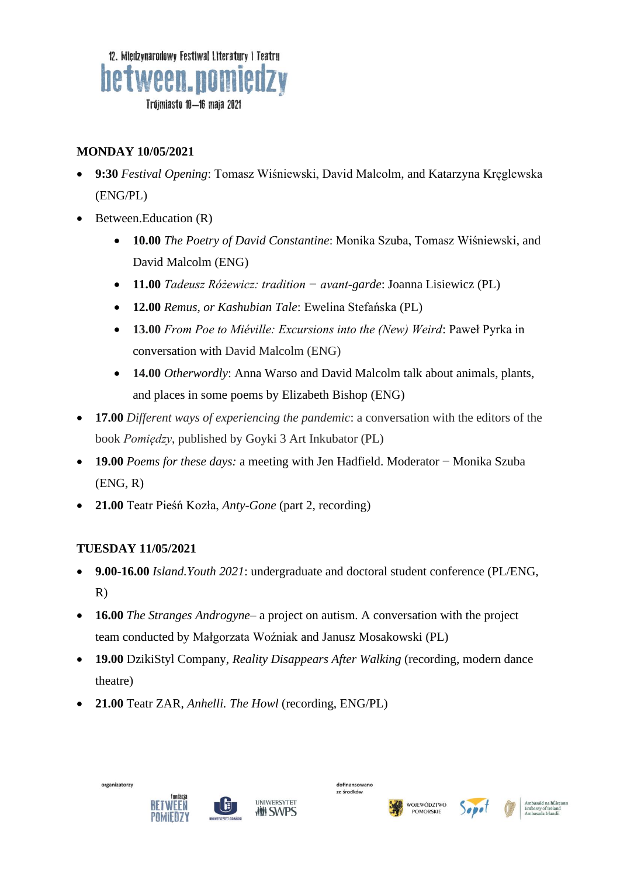12. Międzynarodowy Festiwal Literatury i Teatru

between.pomiędzy

Trójmiasto 10–16 maja 2021

**MONDAY 10/05/2021**

- **9:30** *Festival Opening*: Tomasz Wiśniewski, David Malcolm, and Katarzyna Kręglewska (ENG/PL)
- Between.Education (R)
  - **10.00** *The Poetry of David Constantine*: Monika Szuba, Tomasz Wiśniewski, and David Malcolm (ENG)
  - **11.00** *Tadeusz Różewicz: tradition − avant-garde*: Joanna Lisiewicz (PL)
  - **12.00** *Remus, or Kashubian Tale*: Ewelina Stefańska (PL)
  - **13.00** *From Poe to Miéville: Excursions into the (New) Weird*: Paweł Pyrka in conversation with David Malcolm (ENG)
  - **14.00** *Otherwordly*: Anna Warso and David Malcolm talk about animals, plants, and places in some poems by Elizabeth Bishop (ENG)
- **17.00** *Different ways of experiencing the pandemic*: a conversation with the editors of the book *Pomiędzy*, published by Goyki 3 Art Inkubator (PL)
- **19.00** *Poems for these days:* a meeting with Jen Hadfield. Moderator − Monika Szuba (ENG, R)
- **21.00** Teatr Pieśń Kozła, *Anty-Gone* (part 2, recording)

**TUESDAY 11/05/2021**

- **9.00-16.00** *Island.Youth 2021*: undergraduate and doctoral student conference (PL/ENG, R)
- **16.00** *The Stranges Androgyne*– a project on autism. A conversation with the project team conducted by Małgorzata Woźniak and Janusz Mosakowski (PL)
- **19.00** DzikiStyl Company, *Reality Disappears After Walking* (recording, modern dance theatre)
- **21.00** Teatr ZAR, *Anhelli. The Howl* (recording, ENG/PL)

organizatorzy: fundacja Between Pomiędzy, Uniwersytet Gdański, Uniwersytet SWPS

dofinansowano ze środków: Województwo Pomorskie, Sopot, Ambasáid na hÉireann / Embassy of Ireland / Ambasada Irlandii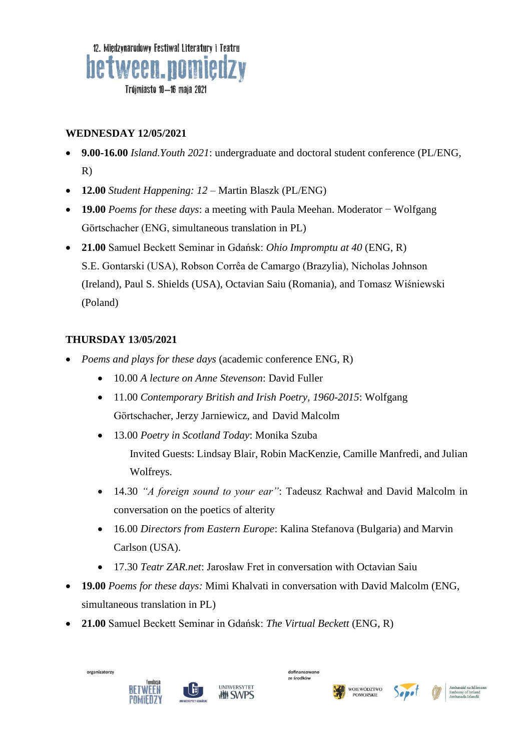12. Międzynarodowy Festiwal Literatury i Teatru

between.pomiędzy

Trójmiasto 10–16 maja 2021

**WEDNESDAY 12/05/2021**

- **9.00-16.00** *Island.Youth 2021*: undergraduate and doctoral student conference (PL/ENG, R)
- **12.00** *Student Happening: 12* – Martin Blaszk (PL/ENG)
- **19.00** *Poems for these days*: a meeting with Paula Meehan. Moderator − Wolfgang Görtschacher (ENG, simultaneous translation in PL)
- **21.00** Samuel Beckett Seminar in Gdańsk: *Ohio Impromptu at 40* (ENG, R)
  S.E. Gontarski (USA), Robson Corrêa de Camargo (Brazylia), Nicholas Johnson (Ireland), Paul S. Shields (USA), Octavian Saiu (Romania), and Tomasz Wiśniewski (Poland)

**THURSDAY 13/05/2021**

- *Poems and plays for these days* (academic conference ENG, R)
  - 10.00 *A lecture on Anne Stevenson*: David Fuller
  - 11.00 *Contemporary British and Irish Poetry, 1960-2015*: Wolfgang Görtschacher, Jerzy Jarniewicz, and David Malcolm
  - 13.00 *Poetry in Scotland Today*: Monika Szuba
    Invited Guests: Lindsay Blair, Robin MacKenzie, Camille Manfredi, and Julian Wolfreys.
  - 14.30 *"A foreign sound to your ear"*: Tadeusz Rachwał and David Malcolm in conversation on the poetics of alterity
  - 16.00 *Directors from Eastern Europe*: Kalina Stefanova (Bulgaria) and Marvin Carlson (USA).
  - 17.30 *Teatr ZAR.net*: Jarosław Fret in conversation with Octavian Saiu
- **19.00** *Poems for these days:* Mimi Khalvati in conversation with David Malcolm (ENG, simultaneous translation in PL)
- **21.00** Samuel Beckett Seminar in Gdańsk: *The Virtual Beckett* (ENG, R)

organizatorzy: fundacja Between Pomiędzy, Uniwersytet Gdański, Uniwersytet SWPS

dofinansowano ze środków: Województwo Pomorskie, Sopot, Ambasáid na hÉireann / Embassy of Ireland / Ambasada Irlandii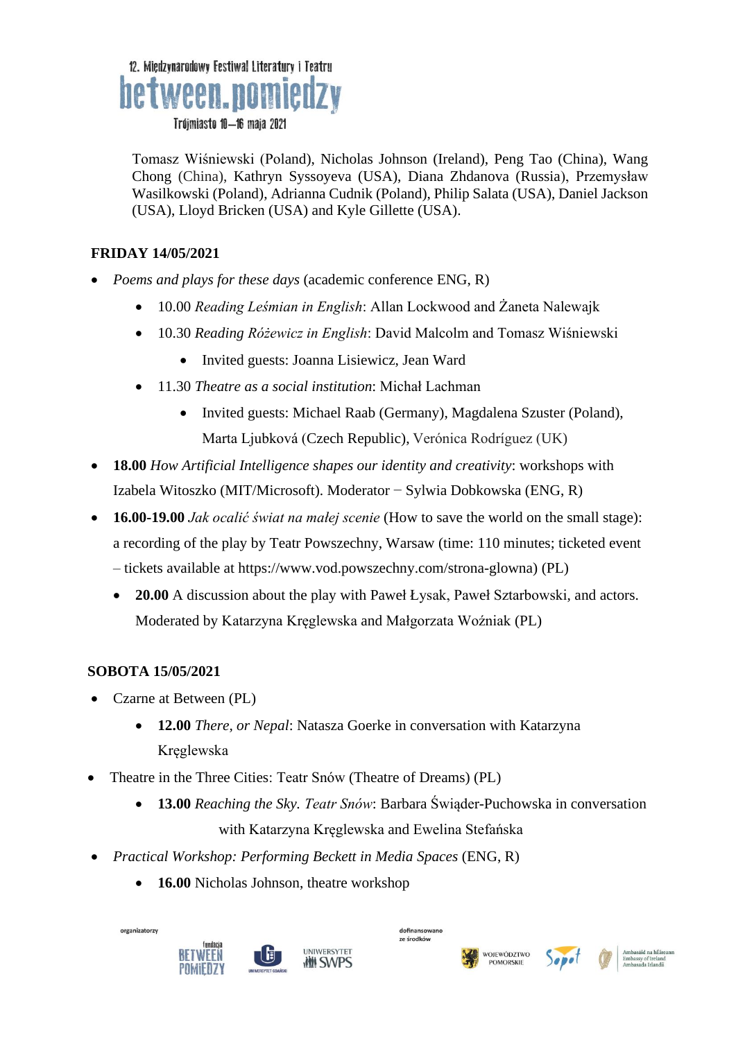Tomasz Wiśniewski (Poland), Nicholas Johnson (Ireland), Peng Tao (China), Wang Chong (China), Kathryn Syssoyeva (USA), Diana Zhdanova (Russia), Przemysław Wasilkowski (Poland), Adrianna Cudnik (Poland), Philip Salata (USA), Daniel Jackson (USA), Lloyd Bricken (USA) and Kyle Gillette (USA).

**FRIDAY 14/05/2021**

- *Poems and plays for these days* (academic conference ENG, R)
  - 10.00 *Reading Leśmian in English*: Allan Lockwood and Żaneta Nalewajk
  - 10.30 *Reading Różewicz in English*: David Malcolm and Tomasz Wiśniewski
    - Invited guests: Joanna Lisiewicz, Jean Ward
  - 11.30 *Theatre as a social institution*: Michał Lachman
    - Invited guests: Michael Raab (Germany), Magdalena Szuster (Poland), Marta Ljubková (Czech Republic), Verónica Rodríguez (UK)
- **18.00** *How Artificial Intelligence shapes our identity and creativity*: workshops with Izabela Witoszko (MIT/Microsoft). Moderator − Sylwia Dobkowska (ENG, R)
- **16.00-19.00** *Jak ocalić świat na małej scenie* (How to save the world on the small stage): a recording of the play by Teatr Powszechny, Warsaw (time: 110 minutes; ticketed event – tickets available at https://www.vod.powszechny.com/strona-glowna) (PL)
  - **20.00** A discussion about the play with Paweł Łysak, Paweł Sztarbowski, and actors. Moderated by Katarzyna Kręglewska and Małgorzata Woźniak (PL)

**SOBOTA 15/05/2021**

- Czarne at Between (PL)
  - **12.00** *There, or Nepal*: Natasza Goerke in conversation with Katarzyna Kręglewska
- Theatre in the Three Cities: Teatr Snów (Theatre of Dreams) (PL)
  - **13.00** *Reaching the Sky. Teatr Snów*: Barbara Świąder-Puchowska in conversation with Katarzyna Kręglewska and Ewelina Stefańska
- *Practical Workshop: Performing Beckett in Media Spaces* (ENG, R)
  - **16.00** Nicholas Johnson, theatre workshop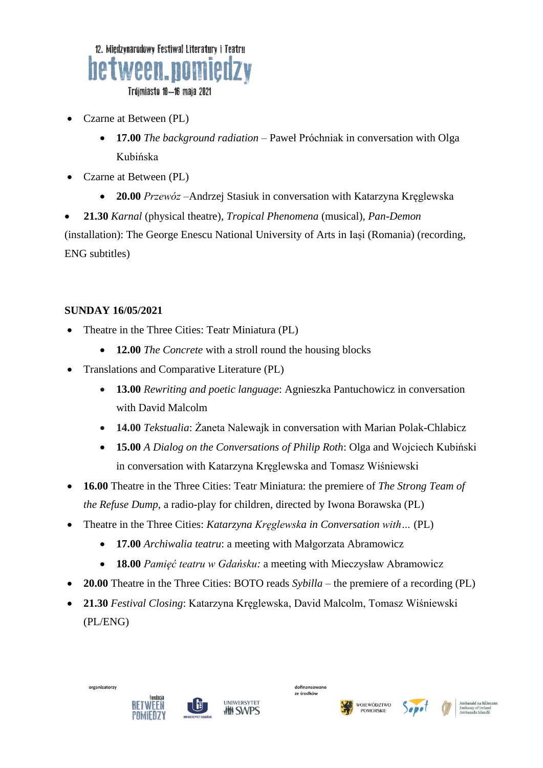- Czarne at Between (PL)
  - **17.00** *The background radiation* – Paweł Próchniak in conversation with Olga Kubińska
- Czarne at Between (PL)
  - **20.00** *Przewóz* –Andrzej Stasiuk in conversation with Katarzyna Kręglewska
- **21.30** *Karnal* (physical theatre), *Tropical Phenomena* (musical), *Pan-Demon* (installation): The George Enescu National University of Arts in Iași (Romania) (recording, ENG subtitles)

**SUNDAY 16/05/2021**

- Theatre in the Three Cities: Teatr Miniatura (PL)
  - **12.00** *The Concrete* with a stroll round the housing blocks
- Translations and Comparative Literature (PL)
  - **13.00** *Rewriting and poetic language*: Agnieszka Pantuchowicz in conversation with David Malcolm
  - **14.00** *Tekstualia*: Żaneta Nalewajk in conversation with Marian Polak-Chlabicz
  - **15.00** *A Dialog on the Conversations of Philip Roth*: Olga and Wojciech Kubiński in conversation with Katarzyna Kręglewska and Tomasz Wiśniewski
- **16.00** Theatre in the Three Cities: Teatr Miniatura: the premiere of *The Strong Team of the Refuse Dump*, a radio-play for children, directed by Iwona Borawska (PL)
- Theatre in the Three Cities: *Katarzyna Kręglewska in Conversation with…* (PL)
  - **17.00** *Archiwalia teatru*: a meeting with Małgorzata Abramowicz
  - **18.00** *Pamięć teatru w Gdańsku:* a meeting with Mieczysław Abramowicz
- **20.00** Theatre in the Three Cities: BOTO reads *Sybilla* – the premiere of a recording (PL)
- **21.30** *Festival Closing*: Katarzyna Kręglewska, David Malcolm, Tomasz Wiśniewski (PL/ENG)